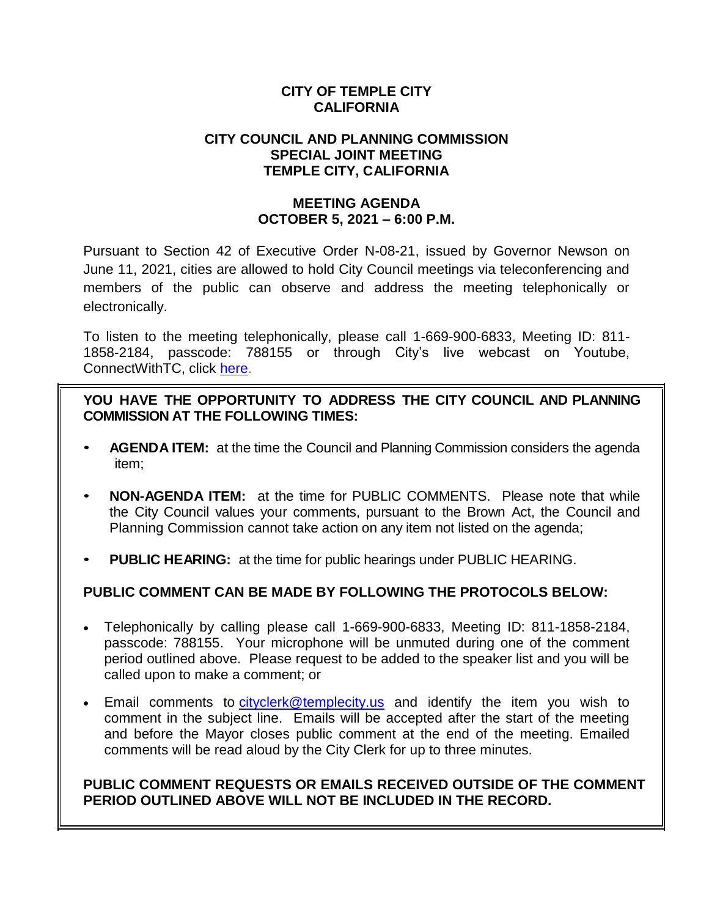# CITY OF TEMPLE CITY
# CALIFORNIA

## CITY COUNCIL AND PLANNING COMMISSION
## SPECIAL JOINT MEETING
## TEMPLE CITY, CALIFORNIA

## MEETING AGENDA
## OCTOBER 5, 2021 – 6:00 P.M.

Pursuant to Section 42 of Executive Order N-08-21, issued by Governor Newson on June 11, 2021, cities are allowed to hold City Council meetings via teleconferencing and members of the public can observe and address the meeting telephonically or electronically.

To listen to the meeting telephonically, please call 1-669-900-6833, Meeting ID: 811-1858-2184, passcode: 788155 or through City's live webcast on Youtube, ConnectWithTC, click [here](here).

**YOU HAVE THE OPPORTUNITY TO ADDRESS THE CITY COUNCIL AND PLANNING COMMISSION AT THE FOLLOWING TIMES:**

- **AGENDA ITEM:** at the time the Council and Planning Commission considers the agenda item;
- **NON-AGENDA ITEM:** at the time for PUBLIC COMMENTS. Please note that while the City Council values your comments, pursuant to the Brown Act, the Council and Planning Commission cannot take action on any item not listed on the agenda;
- **PUBLIC HEARING:** at the time for public hearings under PUBLIC HEARING.

**PUBLIC COMMENT CAN BE MADE BY FOLLOWING THE PROTOCOLS BELOW:**

- Telephonically by calling please call 1-669-900-6833, Meeting ID: 811-1858-2184, passcode: 788155. Your microphone will be unmuted during one of the comment period outlined above. Please request to be added to the speaker list and you will be called upon to make a comment; or
- Email comments to [cityclerk@templecity.us](mailto:cityclerk@templecity.us) and identify the item you wish to comment in the subject line. Emails will be accepted after the start of the meeting and before the Mayor closes public comment at the end of the meeting. Emailed comments will be read aloud by the City Clerk for up to three minutes.

**PUBLIC COMMENT REQUESTS OR EMAILS RECEIVED OUTSIDE OF THE COMMENT PERIOD OUTLINED ABOVE WILL NOT BE INCLUDED IN THE RECORD.**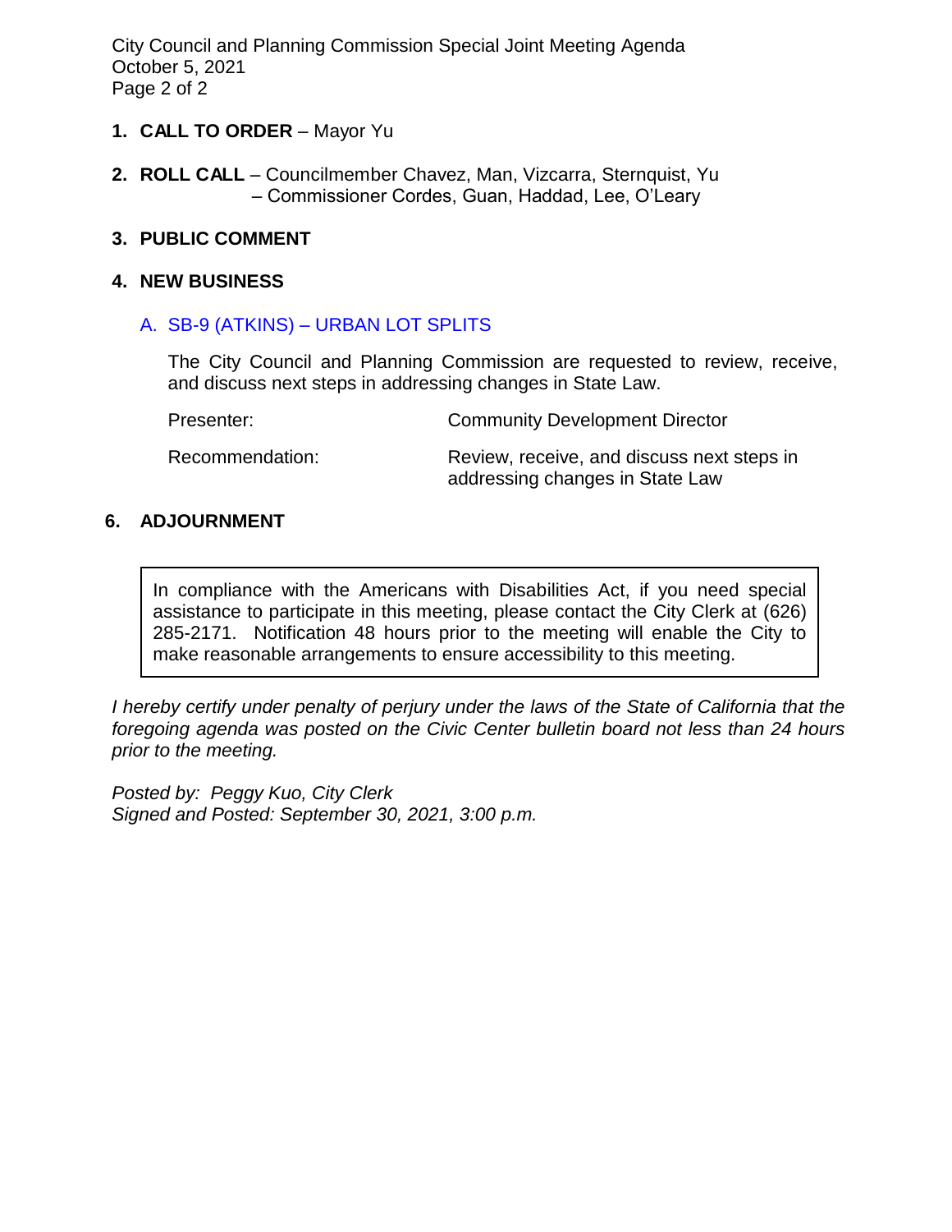1. **CALL TO ORDER** – Mayor Yu

2. **ROLL CALL** – Councilmember Chavez, Man, Vizcarra, Sternquist, Yu
   – Commissioner Cordes, Guan, Haddad, Lee, O'Leary

3. **PUBLIC COMMENT**

4. **NEW BUSINESS**

   A. SB-9 (ATKINS) – URBAN LOT SPLITS

   The City Council and Planning Commission are requested to review, receive, and discuss next steps in addressing changes in State Law.

   | | |
   |---|---|
   | Presenter: | Community Development Director |
   | Recommendation: | Review, receive, and discuss next steps in addressing changes in State Law |

6. **ADJOURNMENT**

> In compliance with the Americans with Disabilities Act, if you need special assistance to participate in this meeting, please contact the City Clerk at (626) 285-2171. Notification 48 hours prior to the meeting will enable the City to make reasonable arrangements to ensure accessibility to this meeting.

*I hereby certify under penalty of perjury under the laws of the State of California that the foregoing agenda was posted on the Civic Center bulletin board not less than 24 hours prior to the meeting.*

*Posted by: Peggy Kuo, City Clerk*
*Signed and Posted: September 30, 2021, 3:00 p.m.*